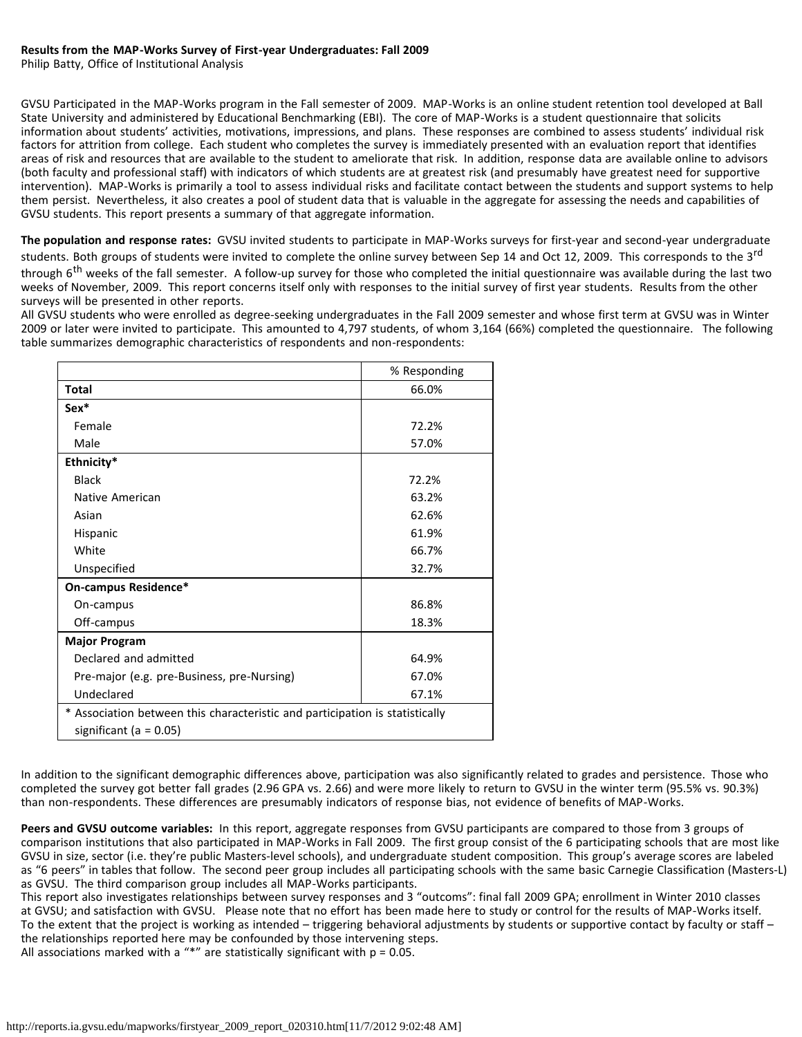**Results from the MAP-Works Survey of First-year Undergraduates: Fall 2009**
Philip Batty, Office of Institutional Analysis

GVSU Participated in the MAP-Works program in the Fall semester of 2009. MAP-Works is an online student retention tool developed at Ball State University and administered by Educational Benchmarking (EBI). The core of MAP-Works is a student questionnaire that solicits information about students' activities, motivations, impressions, and plans. These responses are combined to assess students' individual risk factors for attrition from college. Each student who completes the survey is immediately presented with an evaluation report that identifies areas of risk and resources that are available to the student to ameliorate that risk. In addition, response data are available online to advisors (both faculty and professional staff) with indicators of which students are at greatest risk (and presumably have greatest need for supportive intervention). MAP-Works is primarily a tool to assess individual risks and facilitate contact between the students and support systems to help them persist. Nevertheless, it also creates a pool of student data that is valuable in the aggregate for assessing the needs and capabilities of GVSU students. This report presents a summary of that aggregate information.

**The population and response rates:** GVSU invited students to participate in MAP-Works surveys for first-year and second-year undergraduate students. Both groups of students were invited to complete the online survey between Sep 14 and Oct 12, 2009. This corresponds to the 3rd through 6th weeks of the fall semester. A follow-up survey for those who completed the initial questionnaire was available during the last two weeks of November, 2009. This report concerns itself only with responses to the initial survey of first year students. Results from the other surveys will be presented in other reports.
All GVSU students who were enrolled as degree-seeking undergraduates in the Fall 2009 semester and whose first term at GVSU was in Winter 2009 or later were invited to participate. This amounted to 4,797 students, of whom 3,164 (66%) completed the questionnaire. The following table summarizes demographic characteristics of respondents and non-respondents:

| | % Responding |
|---|---|
| **Total** | 66.0% |
| **Sex*** | |
| Female | 72.2% |
| Male | 57.0% |
| **Ethnicity*** | |
| Black | 72.2% |
| Native American | 63.2% |
| Asian | 62.6% |
| Hispanic | 61.9% |
| White | 66.7% |
| Unspecified | 32.7% |
| **On-campus Residence*** | |
| On-campus | 86.8% |
| Off-campus | 18.3% |
| **Major Program** | |
| Declared and admitted | 64.9% |
| Pre-major (e.g. pre-Business, pre-Nursing) | 67.0% |
| Undeclared | 67.1% |
| * Association between this characteristic and participation is statistically significant (a = 0.05) | |

In addition to the significant demographic differences above, participation was also significantly related to grades and persistence. Those who completed the survey got better fall grades (2.96 GPA vs. 2.66) and were more likely to return to GVSU in the winter term (95.5% vs. 90.3%) than non-respondents. These differences are presumably indicators of response bias, not evidence of benefits of MAP-Works.

**Peers and GVSU outcome variables:** In this report, aggregate responses from GVSU participants are compared to those from 3 groups of comparison institutions that also participated in MAP-Works in Fall 2009. The first group consist of the 6 participating schools that are most like GVSU in size, sector (i.e. they're public Masters-level schools), and undergraduate student composition. This group's average scores are labeled as "6 peers" in tables that follow. The second peer group includes all participating schools with the same basic Carnegie Classification (Masters-L) as GVSU. The third comparison group includes all MAP-Works participants.
This report also investigates relationships between survey responses and 3 "outcoms": final fall 2009 GPA; enrollment in Winter 2010 classes at GVSU; and satisfaction with GVSU. Please note that no effort has been made here to study or control for the results of MAP-Works itself. To the extent that the project is working as intended – triggering behavioral adjustments by students or supportive contact by faculty or staff – the relationships reported here may be confounded by those intervening steps.
All associations marked with a "*" are statistically significant with $p = 0.05$.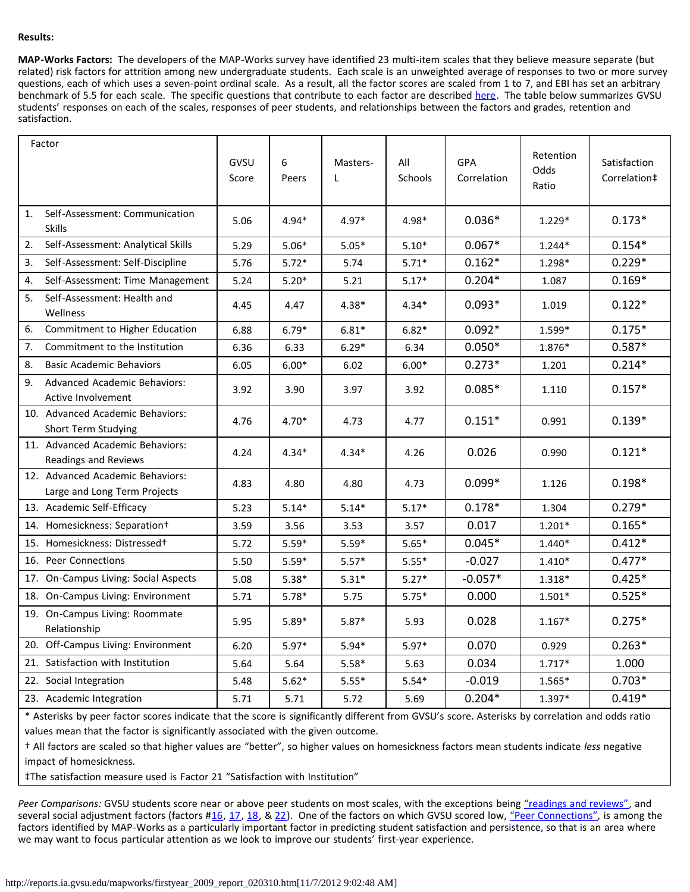**Results:**

**MAP-Works Factors:** The developers of the MAP-Works survey have identified 23 multi-item scales that they believe measure separate (but related) risk factors for attrition among new undergraduate students. Each scale is an unweighted average of responses to two or more survey questions, each of which uses a seven-point ordinal scale. As a result, all the factor scores are scaled from 1 to 7, and EBI has set an arbitrary benchmark of 5.5 for each scale. The specific questions that contribute to each factor are described here. The table below summarizes GVSU students' responses on each of the scales, responses of peer students, and relationships between the factors and grades, retention and satisfaction.

| Factor | GVSU Score | 6 Peers | Masters-L | All Schools | GPA Correlation | Retention Odds Ratio | Satisfaction Correlation‡ |
|---|---|---|---|---|---|---|---|
| 1. Self-Assessment: Communication Skills | 5.06 | 4.94* | 4.97* | 4.98* | 0.036* | 1.229* | 0.173* |
| 2. Self-Assessment: Analytical Skills | 5.29 | 5.06* | 5.05* | 5.10* | 0.067* | 1.244* | 0.154* |
| 3. Self-Assessment: Self-Discipline | 5.76 | 5.72* | 5.74 | 5.71* | 0.162* | 1.298* | 0.229* |
| 4. Self-Assessment: Time Management | 5.24 | 5.20* | 5.21 | 5.17* | 0.204* | 1.087 | 0.169* |
| 5. Self-Assessment: Health and Wellness | 4.45 | 4.47 | 4.38* | 4.34* | 0.093* | 1.019 | 0.122* |
| 6. Commitment to Higher Education | 6.88 | 6.79* | 6.81* | 6.82* | 0.092* | 1.599* | 0.175* |
| 7. Commitment to the Institution | 6.36 | 6.33 | 6.29* | 6.34 | 0.050* | 1.876* | 0.587* |
| 8. Basic Academic Behaviors | 6.05 | 6.00* | 6.02 | 6.00* | 0.273* | 1.201 | 0.214* |
| 9. Advanced Academic Behaviors: Active Involvement | 3.92 | 3.90 | 3.97 | 3.92 | 0.085* | 1.110 | 0.157* |
| 10. Advanced Academic Behaviors: Short Term Studying | 4.76 | 4.70* | 4.73 | 4.77 | 0.151* | 0.991 | 0.139* |
| 11. Advanced Academic Behaviors: Readings and Reviews | 4.24 | 4.34* | 4.34* | 4.26 | 0.026 | 0.990 | 0.121* |
| 12. Advanced Academic Behaviors: Large and Long Term Projects | 4.83 | 4.80 | 4.80 | 4.73 | 0.099* | 1.126 | 0.198* |
| 13. Academic Self-Efficacy | 5.23 | 5.14* | 5.14* | 5.17* | 0.178* | 1.304 | 0.279* |
| 14. Homesickness: Separation† | 3.59 | 3.56 | 3.53 | 3.57 | 0.017 | 1.201* | 0.165* |
| 15. Homesickness: Distressed† | 5.72 | 5.59* | 5.59* | 5.65* | 0.045* | 1.440* | 0.412* |
| 16. Peer Connections | 5.50 | 5.59* | 5.57* | 5.55* | -0.027 | 1.410* | 0.477* |
| 17. On-Campus Living: Social Aspects | 5.08 | 5.38* | 5.31* | 5.27* | -0.057* | 1.318* | 0.425* |
| 18. On-Campus Living: Environment | 5.71 | 5.78* | 5.75 | 5.75* | 0.000 | 1.501* | 0.525* |
| 19. On-Campus Living: Roommate Relationship | 5.95 | 5.89* | 5.87* | 5.93 | 0.028 | 1.167* | 0.275* |
| 20. Off-Campus Living: Environment | 6.20 | 5.97* | 5.94* | 5.97* | 0.070 | 0.929 | 0.263* |
| 21. Satisfaction with Institution | 5.64 | 5.64 | 5.58* | 5.63 | 0.034 | 1.717* | 1.000 |
| 22. Social Integration | 5.48 | 5.62* | 5.55* | 5.54* | -0.019 | 1.565* | 0.703* |
| 23. Academic Integration | 5.71 | 5.71 | 5.72 | 5.69 | 0.204* | 1.397* | 0.419* |

\* Asterisks by peer factor scores indicate that the score is significantly different from GVSU's score. Asterisks by correlation and odds ratio values mean that the factor is significantly associated with the given outcome.

† All factors are scaled so that higher values are "better", so higher values on homesickness factors mean students indicate *less* negative impact of homesickness.

‡The satisfaction measure used is Factor 21 "Satisfaction with Institution"

*Peer Comparisons:* GVSU students score near or above peer students on most scales, with the exceptions being "readings and reviews", and several social adjustment factors (factors #16, 17, 18, & 22). One of the factors on which GVSU scored low, "Peer Connections", is among the factors identified by MAP-Works as a particularly important factor in predicting student satisfaction and persistence, so that is an area where we may want to focus particular attention as we look to improve our students' first-year experience.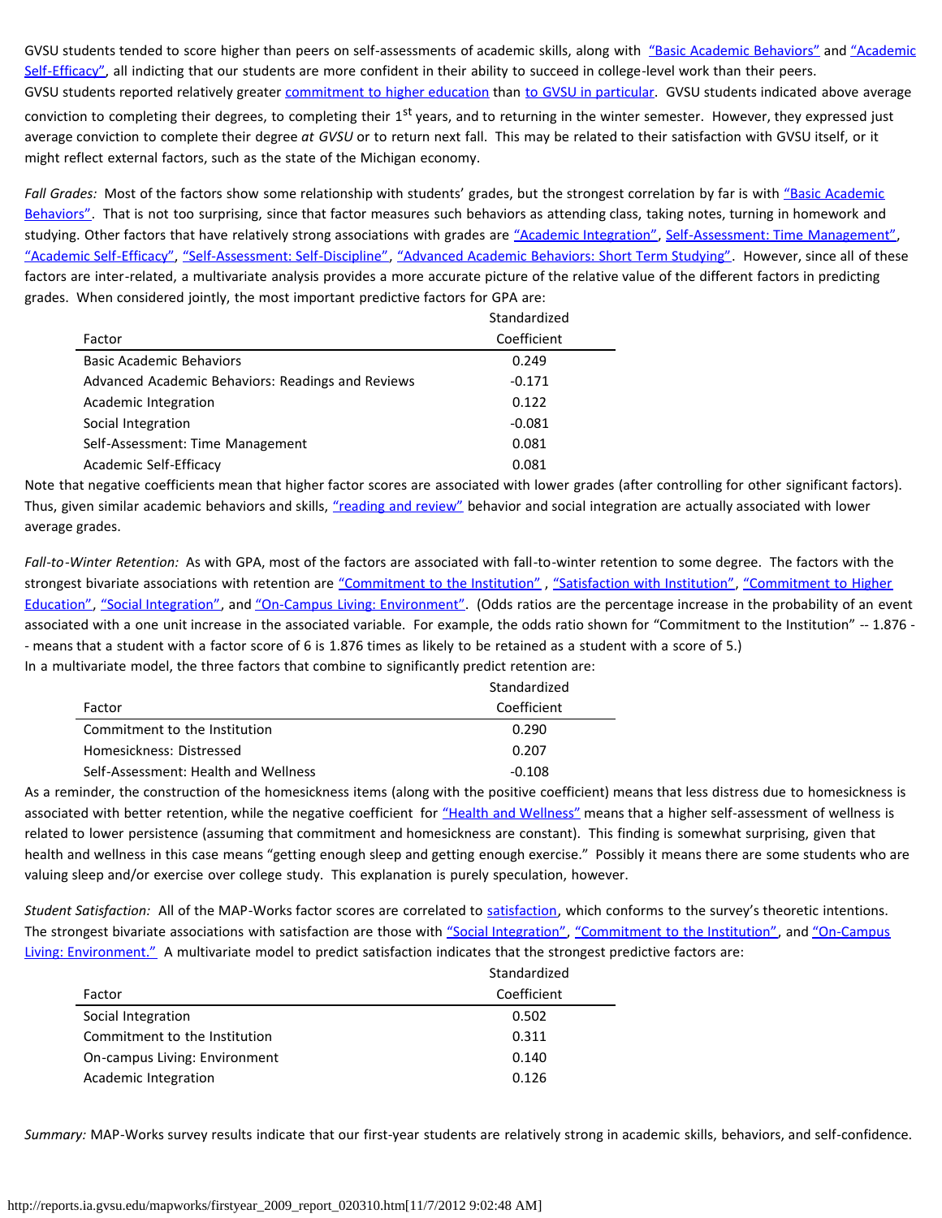GVSU students tended to score higher than peers on self-assessments of academic skills, along with "Basic Academic Behaviors" and "Academic Self-Efficacy", all indicting that our students are more confident in their ability to succeed in college-level work than their peers.
GVSU students reported relatively greater commitment to higher education than to GVSU in particular. GVSU students indicated above average conviction to completing their degrees, to completing their 1st years, and to returning in the winter semester. However, they expressed just average conviction to complete their degree *at GVSU* or to return next fall. This may be related to their satisfaction with GVSU itself, or it might reflect external factors, such as the state of the Michigan economy.

*Fall Grades:* Most of the factors show some relationship with students' grades, but the strongest correlation by far is with "Basic Academic Behaviors". That is not too surprising, since that factor measures such behaviors as attending class, taking notes, turning in homework and studying. Other factors that have relatively strong associations with grades are "Academic Integration", Self-Assessment: Time Management", "Academic Self-Efficacy", "Self-Assessment: Self-Discipline", "Advanced Academic Behaviors: Short Term Studying". However, since all of these factors are inter-related, a multivariate analysis provides a more accurate picture of the relative value of the different factors in predicting grades. When considered jointly, the most important predictive factors for GPA are:

| Factor | Standardized Coefficient |
|---|---|
| Basic Academic Behaviors | 0.249 |
| Advanced Academic Behaviors: Readings and Reviews | -0.171 |
| Academic Integration | 0.122 |
| Social Integration | -0.081 |
| Self-Assessment: Time Management | 0.081 |
| Academic Self-Efficacy | 0.081 |

Note that negative coefficients mean that higher factor scores are associated with lower grades (after controlling for other significant factors). Thus, given similar academic behaviors and skills, "reading and review" behavior and social integration are actually associated with lower average grades.

*Fall-to-Winter Retention:* As with GPA, most of the factors are associated with fall-to-winter retention to some degree. The factors with the strongest bivariate associations with retention are "Commitment to the Institution" , "Satisfaction with Institution", "Commitment to Higher Education", "Social Integration", and "On-Campus Living: Environment". (Odds ratios are the percentage increase in the probability of an event associated with a one unit increase in the associated variable. For example, the odds ratio shown for "Commitment to the Institution" -- 1.876 -- means that a student with a factor score of 6 is 1.876 times as likely to be retained as a student with a score of 5.)
In a multivariate model, the three factors that combine to significantly predict retention are:

| Factor | Standardized Coefficient |
|---|---|
| Commitment to the Institution | 0.290 |
| Homesickness: Distressed | 0.207 |
| Self-Assessment: Health and Wellness | -0.108 |

As a reminder, the construction of the homesickness items (along with the positive coefficient) means that less distress due to homesickness is associated with better retention, while the negative coefficient for "Health and Wellness" means that a higher self-assessment of wellness is related to lower persistence (assuming that commitment and homesickness are constant). This finding is somewhat surprising, given that health and wellness in this case means "getting enough sleep and getting enough exercise." Possibly it means there are some students who are valuing sleep and/or exercise over college study. This explanation is purely speculation, however.

*Student Satisfaction:* All of the MAP-Works factor scores are correlated to satisfaction, which conforms to the survey's theoretic intentions. The strongest bivariate associations with satisfaction are those with "Social Integration", "Commitment to the Institution", and "On-Campus Living: Environment." A multivariate model to predict satisfaction indicates that the strongest predictive factors are:

| Factor | Standardized Coefficient |
|---|---|
| Social Integration | 0.502 |
| Commitment to the Institution | 0.311 |
| On-campus Living: Environment | 0.140 |
| Academic Integration | 0.126 |

*Summary:* MAP-Works survey results indicate that our first-year students are relatively strong in academic skills, behaviors, and self-confidence.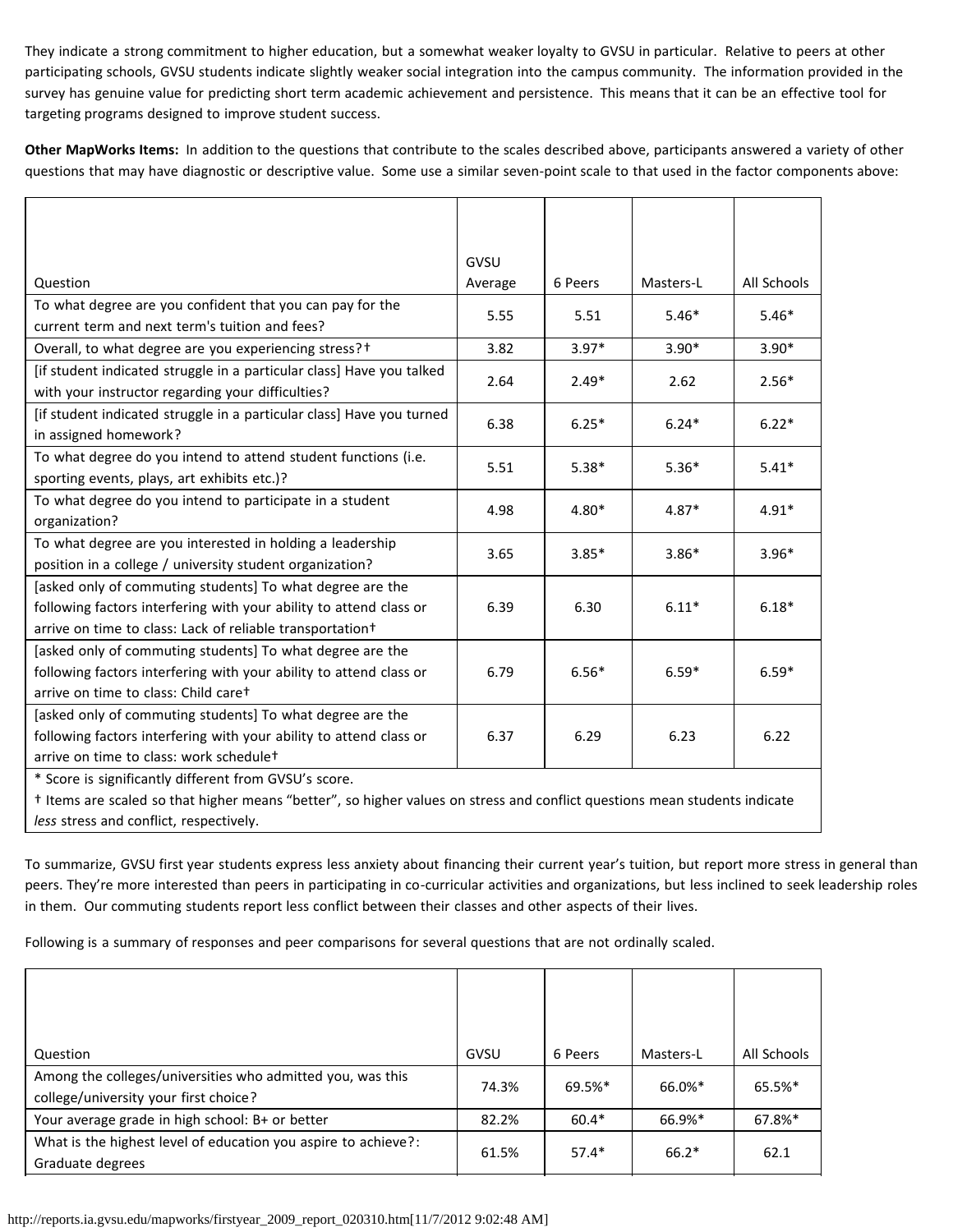They indicate a strong commitment to higher education, but a somewhat weaker loyalty to GVSU in particular. Relative to peers at other participating schools, GVSU students indicate slightly weaker social integration into the campus community. The information provided in the survey has genuine value for predicting short term academic achievement and persistence. This means that it can be an effective tool for targeting programs designed to improve student success.

**Other MapWorks Items:** In addition to the questions that contribute to the scales described above, participants answered a variety of other questions that may have diagnostic or descriptive value. Some use a similar seven-point scale to that used in the factor components above:

| Question | GVSU Average | 6 Peers | Masters-L | All Schools |
|---|---|---|---|---|
| To what degree are you confident that you can pay for the current term and next term's tuition and fees? | 5.55 | 5.51 | 5.46* | 5.46* |
| Overall, to what degree are you experiencing stress?† | 3.82 | 3.97* | 3.90* | 3.90* |
| [if student indicated struggle in a particular class] Have you talked with your instructor regarding your difficulties? | 2.64 | 2.49* | 2.62 | 2.56* |
| [if student indicated struggle in a particular class] Have you turned in assigned homework? | 6.38 | 6.25* | 6.24* | 6.22* |
| To what degree do you intend to attend student functions (i.e. sporting events, plays, art exhibits etc.)? | 5.51 | 5.38* | 5.36* | 5.41* |
| To what degree do you intend to participate in a student organization? | 4.98 | 4.80* | 4.87* | 4.91* |
| To what degree are you interested in holding a leadership position in a college / university student organization? | 3.65 | 3.85* | 3.86* | 3.96* |
| [asked only of commuting students] To what degree are the following factors interfering with your ability to attend class or arrive on time to class: Lack of reliable transportation† | 6.39 | 6.30 | 6.11* | 6.18* |
| [asked only of commuting students] To what degree are the following factors interfering with your ability to attend class or arrive on time to class: Child care† | 6.79 | 6.56* | 6.59* | 6.59* |
| [asked only of commuting students] To what degree are the following factors interfering with your ability to attend class or arrive on time to class: work schedule† | 6.37 | 6.29 | 6.23 | 6.22 |

\* Score is significantly different from GVSU's score.
† Items are scaled so that higher means "better", so higher values on stress and conflict questions mean students indicate *less* stress and conflict, respectively.

To summarize, GVSU first year students express less anxiety about financing their current year's tuition, but report more stress in general than peers. They're more interested than peers in participating in co-curricular activities and organizations, but less inclined to seek leadership roles in them. Our commuting students report less conflict between their classes and other aspects of their lives.

Following is a summary of responses and peer comparisons for several questions that are not ordinally scaled.

| Question | GVSU | 6 Peers | Masters-L | All Schools |
|---|---|---|---|---|
| Among the colleges/universities who admitted you, was this college/university your first choice? | 74.3% | 69.5%* | 66.0%* | 65.5%* |
| Your average grade in high school: B+ or better | 82.2% | 60.4* | 66.9%* | 67.8%* |
| What is the highest level of education you aspire to achieve?: Graduate degrees | 61.5% | 57.4* | 66.2* | 62.1 |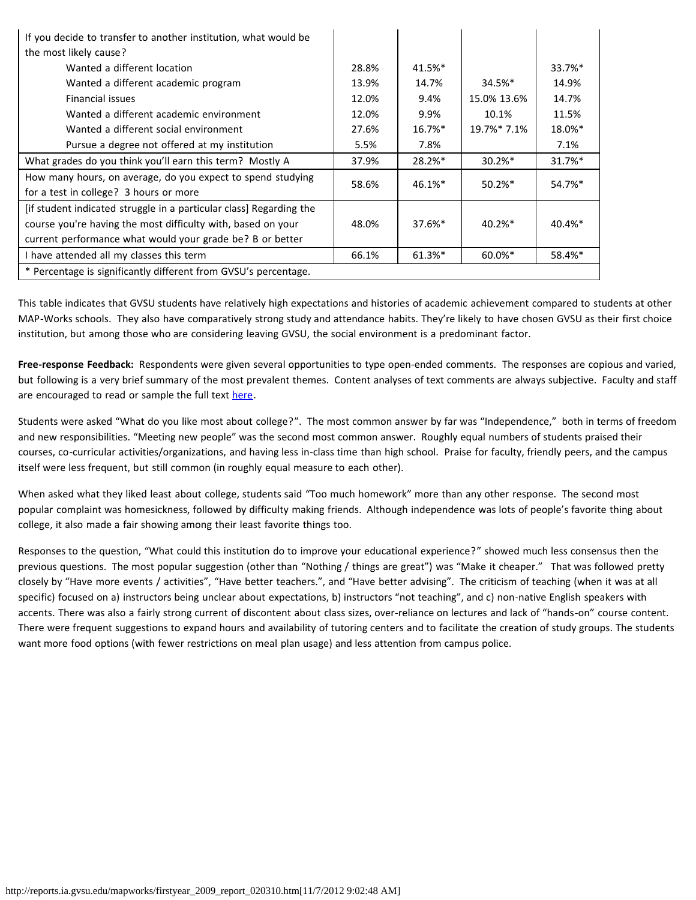| | | | | |
|---|---|---|---|---|
| If you decide to transfer to another institution, what would be the most likely cause? | | | | |
| Wanted a different location | 28.8% | 41.5%* | | 33.7%* |
| Wanted a different academic program | 13.9% | 14.7% | 34.5%* | 14.9% |
| Financial issues | 12.0% | 9.4% | 15.0% 13.6% | 14.7% |
| Wanted a different academic environment | 12.0% | 9.9% | 10.1% | 11.5% |
| Wanted a different social environment | 27.6% | 16.7%* | 19.7%* 7.1% | 18.0%* |
| Pursue a degree not offered at my institution | 5.5% | 7.8% | | 7.1% |
| What grades do you think you'll earn this term? Mostly A | 37.9% | 28.2%* | 30.2%* | 31.7%* |
| How many hours, on average, do you expect to spend studying for a test in college? 3 hours or more | 58.6% | 46.1%* | 50.2%* | 54.7%* |
| [if student indicated struggle in a particular class] Regarding the course you're having the most difficulty with, based on your current performance what would your grade be? B or better | 48.0% | 37.6%* | 40.2%* | 40.4%* |
| I have attended all my classes this term | 66.1% | 61.3%* | 60.0%* | 58.4%* |
| * Percentage is significantly different from GVSU's percentage. | | | | |

This table indicates that GVSU students have relatively high expectations and histories of academic achievement compared to students at other MAP-Works schools. They also have comparatively strong study and attendance habits. They're likely to have chosen GVSU as their first choice institution, but among those who are considering leaving GVSU, the social environment is a predominant factor.

**Free-response Feedback:** Respondents were given several opportunities to type open-ended comments. The responses are copious and varied, but following is a very brief summary of the most prevalent themes. Content analyses of text comments are always subjective. Faculty and staff are encouraged to read or sample the full text here.

Students were asked "What do you like most about college?". The most common answer by far was "Independence," both in terms of freedom and new responsibilities. "Meeting new people" was the second most common answer. Roughly equal numbers of students praised their courses, co-curricular activities/organizations, and having less in-class time than high school. Praise for faculty, friendly peers, and the campus itself were less frequent, but still common (in roughly equal measure to each other).

When asked what they liked least about college, students said "Too much homework" more than any other response. The second most popular complaint was homesickness, followed by difficulty making friends. Although independence was lots of people's favorite thing about college, it also made a fair showing among their least favorite things too.

Responses to the question, "What could this institution do to improve your educational experience?" showed much less consensus then the previous questions. The most popular suggestion (other than "Nothing / things are great") was "Make it cheaper." That was followed pretty closely by "Have more events / activities", "Have better teachers.", and "Have better advising". The criticism of teaching (when it was at all specific) focused on a) instructors being unclear about expectations, b) instructors "not teaching", and c) non-native English speakers with accents. There was also a fairly strong current of discontent about class sizes, over-reliance on lectures and lack of "hands-on" course content. There were frequent suggestions to expand hours and availability of tutoring centers and to facilitate the creation of study groups. The students want more food options (with fewer restrictions on meal plan usage) and less attention from campus police.